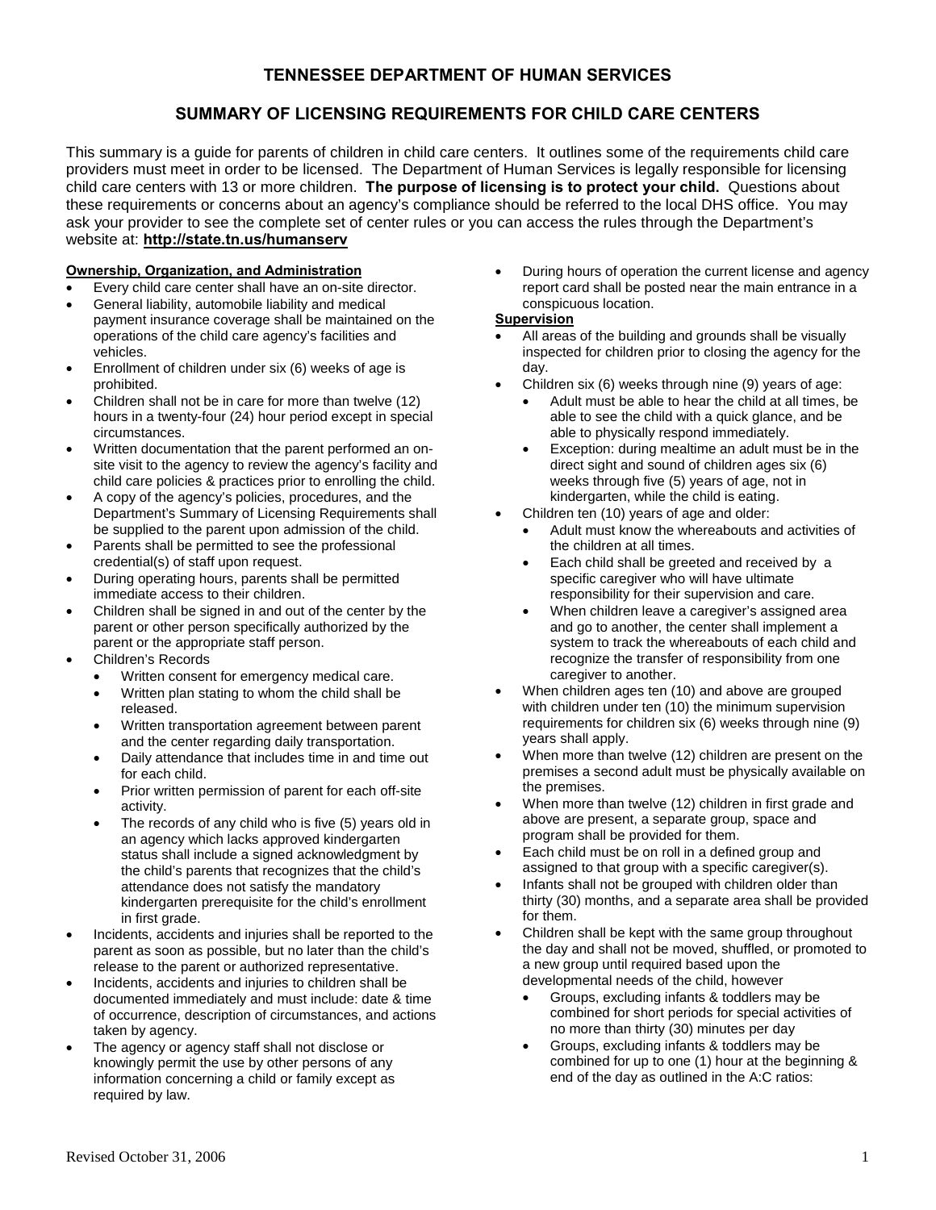# TENNESSEE DEPARTMENT OF HUMAN SERVICES

## SUMMARY OF LICENSING REQUIREMENTS FOR CHILD CARE CENTERS

This summary is a guide for parents of children in child care centers. It outlines some of the requirements child care providers must meet in order to be licensed. The Department of Human Services is legally responsible for licensing child care centers with 13 or more children. **The purpose of licensing is to protect your child.** Questions about these requirements or concerns about an agency's compliance should be referred to the local DHS office. You may ask your provider to see the complete set of center rules or you can access the rules through the Department's website at: **http://state.tn.us/humanserv**

### Ownership, Organization, and Administration

- Every child care center shall have an on-site director.
- General liability, automobile liability and medical payment insurance coverage shall be maintained on the operations of the child care agency's facilities and vehicles.
- Enrollment of children under six (6) weeks of age is prohibited.
- Children shall not be in care for more than twelve (12) hours in a twenty-four (24) hour period except in special circumstances.
- Written documentation that the parent performed an on-site visit to the agency to review the agency's facility and child care policies & practices prior to enrolling the child.
- A copy of the agency's policies, procedures, and the Department's Summary of Licensing Requirements shall be supplied to the parent upon admission of the child.
- Parents shall be permitted to see the professional credential(s) of staff upon request.
- During operating hours, parents shall be permitted immediate access to their children.
- Children shall be signed in and out of the center by the parent or other person specifically authorized by the parent or the appropriate staff person.
- Children's Records
  - Written consent for emergency medical care.
  - Written plan stating to whom the child shall be released.
  - Written transportation agreement between parent and the center regarding daily transportation.
  - Daily attendance that includes time in and time out for each child.
  - Prior written permission of parent for each off-site activity.
  - The records of any child who is five (5) years old in an agency which lacks approved kindergarten status shall include a signed acknowledgment by the child's parents that recognizes that the child's attendance does not satisfy the mandatory kindergarten prerequisite for the child's enrollment in first grade.
- Incidents, accidents and injuries shall be reported to the parent as soon as possible, but no later than the child's release to the parent or authorized representative.
- Incidents, accidents and injuries to children shall be documented immediately and must include: date & time of occurrence, description of circumstances, and actions taken by agency.
- The agency or agency staff shall not disclose or knowingly permit the use by other persons of any information concerning a child or family except as required by law.
- During hours of operation the current license and agency report card shall be posted near the main entrance in a conspicuous location.

### Supervision

- All areas of the building and grounds shall be visually inspected for children prior to closing the agency for the day.
- Children six (6) weeks through nine (9) years of age:
  - Adult must be able to hear the child at all times, be able to see the child with a quick glance, and be able to physically respond immediately.
  - Exception: during mealtime an adult must be in the direct sight and sound of children ages six (6) weeks through five (5) years of age, not in kindergarten, while the child is eating.
- Children ten (10) years of age and older:
  - Adult must know the whereabouts and activities of the children at all times.
  - Each child shall be greeted and received by a specific caregiver who will have ultimate responsibility for their supervision and care.
  - When children leave a caregiver's assigned area and go to another, the center shall implement a system to track the whereabouts of each child and recognize the transfer of responsibility from one caregiver to another.
- When children ages ten (10) and above are grouped with children under ten (10) the minimum supervision requirements for children six (6) weeks through nine (9) years shall apply.
- When more than twelve (12) children are present on the premises a second adult must be physically available on the premises.
- When more than twelve (12) children in first grade and above are present, a separate group, space and program shall be provided for them.
- Each child must be on roll in a defined group and assigned to that group with a specific caregiver(s).
- Infants shall not be grouped with children older than thirty (30) months, and a separate area shall be provided for them.
- Children shall be kept with the same group throughout the day and shall not be moved, shuffled, or promoted to a new group until required based upon the developmental needs of the child, however
  - Groups, excluding infants & toddlers may be combined for short periods for special activities of no more than thirty (30) minutes per day
  - Groups, excluding infants & toddlers may be combined for up to one (1) hour at the beginning & end of the day as outlined in the A:C ratios: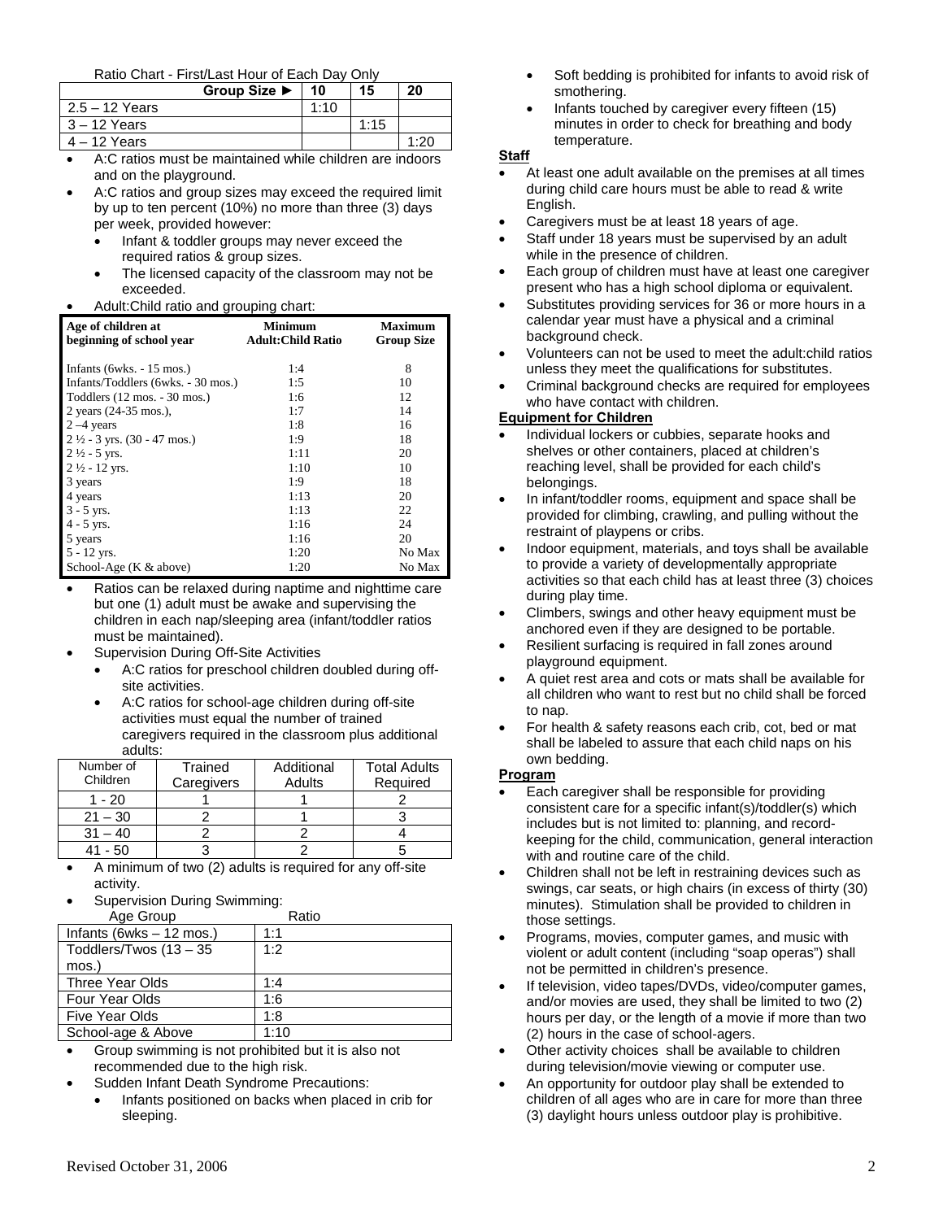Ratio Chart - First/Last Hour of Each Day Only

| Group Size ► | 10 | 15 | 20 |
|---|---|---|---|
| 2.5 – 12 Years | 1:10 | | |
| 3 – 12 Years | | 1:15 | |
| 4 – 12 Years | | | 1:20 |

- A:C ratios must be maintained while children are indoors and on the playground.
- A:C ratios and group sizes may exceed the required limit by up to ten percent (10%) no more than three (3) days per week, provided however:
  - Infant & toddler groups may never exceed the required ratios & group sizes.
  - The licensed capacity of the classroom may not be exceeded.
- Adult:Child ratio and grouping chart:

| Age of children at beginning of school year | Minimum Adult:Child Ratio | Maximum Group Size |
|---|---|---|
| Infants (6wks. - 15 mos.) | 1:4 | 8 |
| Infants/Toddlers (6wks. - 30 mos.) | 1:5 | 10 |
| Toddlers (12 mos. - 30 mos.) | 1:6 | 12 |
| 2 years (24-35 mos.), | 1:7 | 14 |
| 2 –4 years | 1:8 | 16 |
| 2 ½ - 3 yrs. (30 - 47 mos.) | 1:9 | 18 |
| 2 ½ - 5 yrs. | 1:11 | 20 |
| 2 ½ - 12 yrs. | 1:10 | 10 |
| 3 years | 1:9 | 18 |
| 4 years | 1:13 | 20 |
| 3 - 5 yrs. | 1:13 | 22 |
| 4 - 5 yrs. | 1:16 | 24 |
| 5 years | 1:16 | 20 |
| 5 - 12 yrs. | 1:20 | No Max |
| School-Age (K & above) | 1:20 | No Max |

- Ratios can be relaxed during naptime and nighttime care but one (1) adult must be awake and supervising the children in each nap/sleeping area (infant/toddler ratios must be maintained).
- Supervision During Off-Site Activities
  - A:C ratios for preschool children doubled during off-site activities.
  - A:C ratios for school-age children during off-site activities must equal the number of trained caregivers required in the classroom plus additional adults:

| Number of Children | Trained Caregivers | Additional Adults | Total Adults Required |
|---|---|---|---|
| 1 - 20 | 1 | 1 | 2 |
| 21 – 30 | 2 | 1 | 3 |
| 31 – 40 | 2 | 2 | 4 |
| 41 - 50 | 3 | 2 | 5 |

- A minimum of two (2) adults is required for any off-site activity.
- Supervision During Swimming:

| Age Group | Ratio |
|---|---|
| Infants (6wks – 12 mos.) | 1:1 |
| Toddlers/Twos (13 – 35 mos.) | 1:2 |
| Three Year Olds | 1:4 |
| Four Year Olds | 1:6 |
| Five Year Olds | 1:8 |
| School-age & Above | 1:10 |

- Group swimming is not prohibited but it is also not recommended due to the high risk.
- Sudden Infant Death Syndrome Precautions:
  - Infants positioned on backs when placed in crib for sleeping.
  - Soft bedding is prohibited for infants to avoid risk of smothering.
  - Infants touched by caregiver every fifteen (15) minutes in order to check for breathing and body temperature.

**Staff**

- At least one adult available on the premises at all times during child care hours must be able to read & write English.
- Caregivers must be at least 18 years of age.
- Staff under 18 years must be supervised by an adult while in the presence of children.
- Each group of children must have at least one caregiver present who has a high school diploma or equivalent.
- Substitutes providing services for 36 or more hours in a calendar year must have a physical and a criminal background check.
- Volunteers can not be used to meet the adult:child ratios unless they meet the qualifications for substitutes.
- Criminal background checks are required for employees who have contact with children.

**Equipment for Children**

- Individual lockers or cubbies, separate hooks and shelves or other containers, placed at children's reaching level, shall be provided for each child's belongings.
- In infant/toddler rooms, equipment and space shall be provided for climbing, crawling, and pulling without the restraint of playpens or cribs.
- Indoor equipment, materials, and toys shall be available to provide a variety of developmentally appropriate activities so that each child has at least three (3) choices during play time.
- Climbers, swings and other heavy equipment must be anchored even if they are designed to be portable.
- Resilient surfacing is required in fall zones around playground equipment.
- A quiet rest area and cots or mats shall be available for all children who want to rest but no child shall be forced to nap.
- For health & safety reasons each crib, cot, bed or mat shall be labeled to assure that each child naps on his own bedding.

**Program**

- Each caregiver shall be responsible for providing consistent care for a specific infant(s)/toddler(s) which includes but is not limited to: planning, and record-keeping for the child, communication, general interaction with and routine care of the child.
- Children shall not be left in restraining devices such as swings, car seats, or high chairs (in excess of thirty (30) minutes). Stimulation shall be provided to children in those settings.
- Programs, movies, computer games, and music with violent or adult content (including "soap operas") shall not be permitted in children's presence.
- If television, video tapes/DVDs, video/computer games, and/or movies are used, they shall be limited to two (2) hours per day, or the length of a movie if more than two (2) hours in the case of school-agers.
- Other activity choices shall be available to children during television/movie viewing or computer use.
- An opportunity for outdoor play shall be extended to children of all ages who are in care for more than three (3) daylight hours unless outdoor play is prohibitive.

Revised October 31, 2006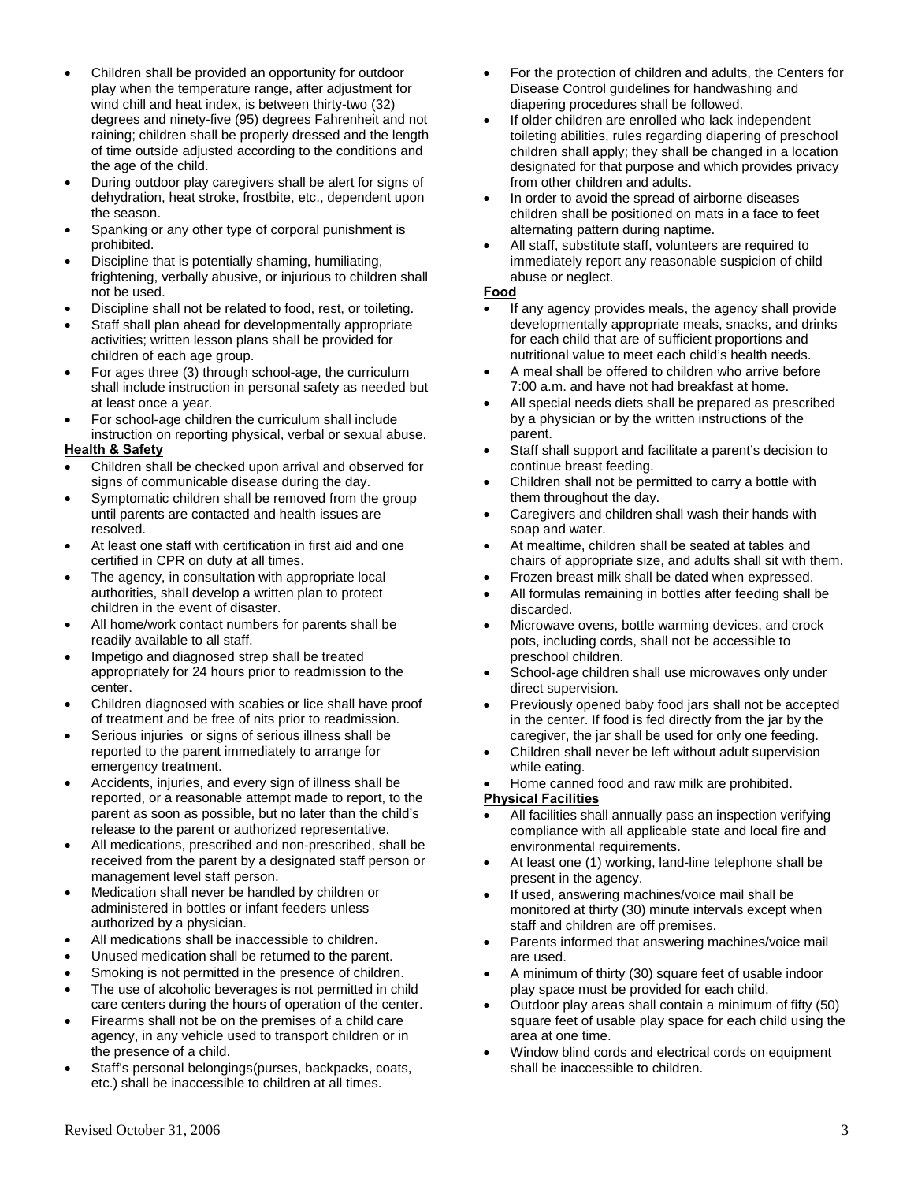- Children shall be provided an opportunity for outdoor play when the temperature range, after adjustment for wind chill and heat index, is between thirty-two (32) degrees and ninety-five (95) degrees Fahrenheit and not raining; children shall be properly dressed and the length of time outside adjusted according to the conditions and the age of the child.
- During outdoor play caregivers shall be alert for signs of dehydration, heat stroke, frostbite, etc., dependent upon the season.
- Spanking or any other type of corporal punishment is prohibited.
- Discipline that is potentially shaming, humiliating, frightening, verbally abusive, or injurious to children shall not be used.
- Discipline shall not be related to food, rest, or toileting.
- Staff shall plan ahead for developmentally appropriate activities; written lesson plans shall be provided for children of each age group.
- For ages three (3) through school-age, the curriculum shall include instruction in personal safety as needed but at least once a year.
- For school-age children the curriculum shall include instruction on reporting physical, verbal or sexual abuse.

**Health & Safety**

- Children shall be checked upon arrival and observed for signs of communicable disease during the day.
- Symptomatic children shall be removed from the group until parents are contacted and health issues are resolved.
- At least one staff with certification in first aid and one certified in CPR on duty at all times.
- The agency, in consultation with appropriate local authorities, shall develop a written plan to protect children in the event of disaster.
- All home/work contact numbers for parents shall be readily available to all staff.
- Impetigo and diagnosed strep shall be treated appropriately for 24 hours prior to readmission to the center.
- Children diagnosed with scabies or lice shall have proof of treatment and be free of nits prior to readmission.
- Serious injuries or signs of serious illness shall be reported to the parent immediately to arrange for emergency treatment.
- Accidents, injuries, and every sign of illness shall be reported, or a reasonable attempt made to report, to the parent as soon as possible, but no later than the child's release to the parent or authorized representative.
- All medications, prescribed and non-prescribed, shall be received from the parent by a designated staff person or management level staff person.
- Medication shall never be handled by children or administered in bottles or infant feeders unless authorized by a physician.
- All medications shall be inaccessible to children.
- Unused medication shall be returned to the parent.
- Smoking is not permitted in the presence of children.
- The use of alcoholic beverages is not permitted in child care centers during the hours of operation of the center.
- Firearms shall not be on the premises of a child care agency, in any vehicle used to transport children or in the presence of a child.
- Staff's personal belongings(purses, backpacks, coats, etc.) shall be inaccessible to children at all times.
- For the protection of children and adults, the Centers for Disease Control guidelines for handwashing and diapering procedures shall be followed.
- If older children are enrolled who lack independent toileting abilities, rules regarding diapering of preschool children shall apply; they shall be changed in a location designated for that purpose and which provides privacy from other children and adults.
- In order to avoid the spread of airborne diseases children shall be positioned on mats in a face to feet alternating pattern during naptime.
- All staff, substitute staff, volunteers are required to immediately report any reasonable suspicion of child abuse or neglect.

**Food**

- If any agency provides meals, the agency shall provide developmentally appropriate meals, snacks, and drinks for each child that are of sufficient proportions and nutritional value to meet each child's health needs.
- A meal shall be offered to children who arrive before 7:00 a.m. and have not had breakfast at home.
- All special needs diets shall be prepared as prescribed by a physician or by the written instructions of the parent.
- Staff shall support and facilitate a parent's decision to continue breast feeding.
- Children shall not be permitted to carry a bottle with them throughout the day.
- Caregivers and children shall wash their hands with soap and water.
- At mealtime, children shall be seated at tables and chairs of appropriate size, and adults shall sit with them.
- Frozen breast milk shall be dated when expressed.
- All formulas remaining in bottles after feeding shall be discarded.
- Microwave ovens, bottle warming devices, and crock pots, including cords, shall not be accessible to preschool children.
- School-age children shall use microwaves only under direct supervision.
- Previously opened baby food jars shall not be accepted in the center. If food is fed directly from the jar by the caregiver, the jar shall be used for only one feeding.
- Children shall never be left without adult supervision while eating.
- Home canned food and raw milk are prohibited.

**Physical Facilities**

- All facilities shall annually pass an inspection verifying compliance with all applicable state and local fire and environmental requirements.
- At least one (1) working, land-line telephone shall be present in the agency.
- If used, answering machines/voice mail shall be monitored at thirty (30) minute intervals except when staff and children are off premises.
- Parents informed that answering machines/voice mail are used.
- A minimum of thirty (30) square feet of usable indoor play space must be provided for each child.
- Outdoor play areas shall contain a minimum of fifty (50) square feet of usable play space for each child using the area at one time.
- Window blind cords and electrical cords on equipment shall be inaccessible to children.

Revised October 31, 2006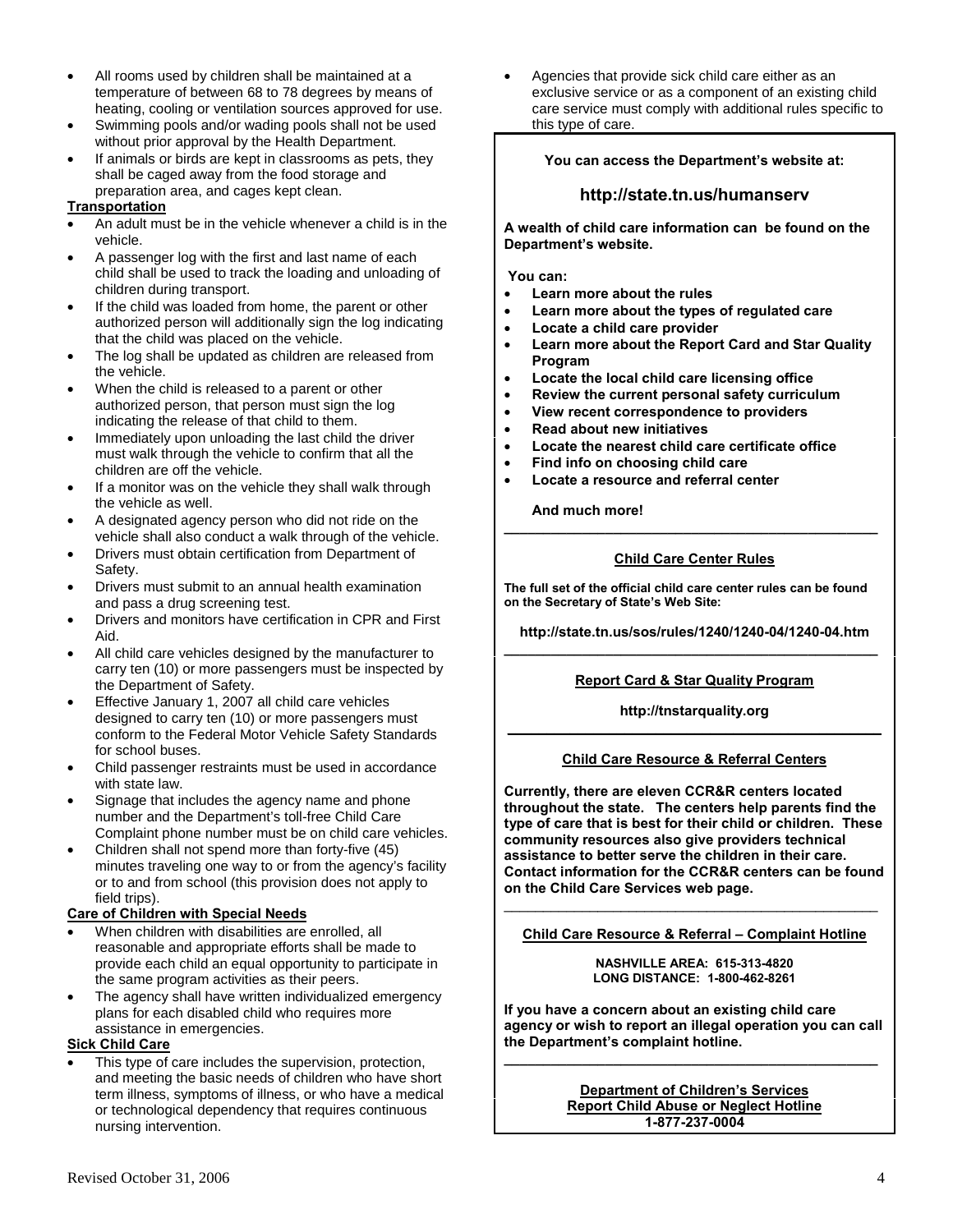- All rooms used by children shall be maintained at a temperature of between 68 to 78 degrees by means of heating, cooling or ventilation sources approved for use.
- Swimming pools and/or wading pools shall not be used without prior approval by the Health Department.
- If animals or birds are kept in classrooms as pets, they shall be caged away from the food storage and preparation area, and cages kept clean.

**Transportation**

- An adult must be in the vehicle whenever a child is in the vehicle.
- A passenger log with the first and last name of each child shall be used to track the loading and unloading of children during transport.
- If the child was loaded from home, the parent or other authorized person will additionally sign the log indicating that the child was placed on the vehicle.
- The log shall be updated as children are released from the vehicle.
- When the child is released to a parent or other authorized person, that person must sign the log indicating the release of that child to them.
- Immediately upon unloading the last child the driver must walk through the vehicle to confirm that all the children are off the vehicle.
- If a monitor was on the vehicle they shall walk through the vehicle as well.
- A designated agency person who did not ride on the vehicle shall also conduct a walk through of the vehicle.
- Drivers must obtain certification from Department of Safety.
- Drivers must submit to an annual health examination and pass a drug screening test.
- Drivers and monitors have certification in CPR and First Aid.
- All child care vehicles designed by the manufacturer to carry ten (10) or more passengers must be inspected by the Department of Safety.
- Effective January 1, 2007 all child care vehicles designed to carry ten (10) or more passengers must conform to the Federal Motor Vehicle Safety Standards for school buses.
- Child passenger restraints must be used in accordance with state law.
- Signage that includes the agency name and phone number and the Department's toll-free Child Care Complaint phone number must be on child care vehicles.
- Children shall not spend more than forty-five (45) minutes traveling one way to or from the agency's facility or to and from school (this provision does not apply to field trips).

**Care of Children with Special Needs**

- When children with disabilities are enrolled, all reasonable and appropriate efforts shall be made to provide each child an equal opportunity to participate in the same program activities as their peers.
- The agency shall have written individualized emergency plans for each disabled child who requires more assistance in emergencies.

**Sick Child Care**

- This type of care includes the supervision, protection, and meeting the basic needs of children who have short term illness, symptoms of illness, or who have a medical or technological dependency that requires continuous nursing intervention.
- Agencies that provide sick child care either as an exclusive service or as a component of an existing child care service must comply with additional rules specific to this type of care.

---

**You can access the Department's website at:**

**http://state.tn.us/humanserv**

**A wealth of child care information can be found on the Department's website.**

**You can:**

- **Learn more about the rules**
- **Learn more about the types of regulated care**
- **Locate a child care provider**
- **Learn more about the Report Card and Star Quality Program**
- **Locate the local child care licensing office**
- **Review the current personal safety curriculum**
- **View recent correspondence to providers**
- **Read about new initiatives**
- **Locate the nearest child care certificate office**
- **Find info on choosing child care**
- **Locate a resource and referral center**

**And much more!**

---

**Child Care Center Rules**

**The full set of the official child care center rules can be found on the Secretary of State's Web Site:**

**http://state.tn.us/sos/rules/1240/1240-04/1240-04.htm**

---

**Report Card & Star Quality Program**

**http://tnstarquality.org**

---

**Child Care Resource & Referral Centers**

**Currently, there are eleven CCR&R centers located throughout the state. The centers help parents find the type of care that is best for their child or children. These community resources also give providers technical assistance to better serve the children in their care. Contact information for the CCR&R centers can be found on the Child Care Services web page.**

---

**Child Care Resource & Referral – Complaint Hotline**

**NASHVILLE AREA: 615-313-4820**
**LONG DISTANCE: 1-800-462-8261**

**If you have a concern about an existing child care agency or wish to report an illegal operation you can call the Department's complaint hotline.**

---

**Department of Children's Services**
**Report Child Abuse or Neglect Hotline**
**1-877-237-0004**

Revised October 31, 2006